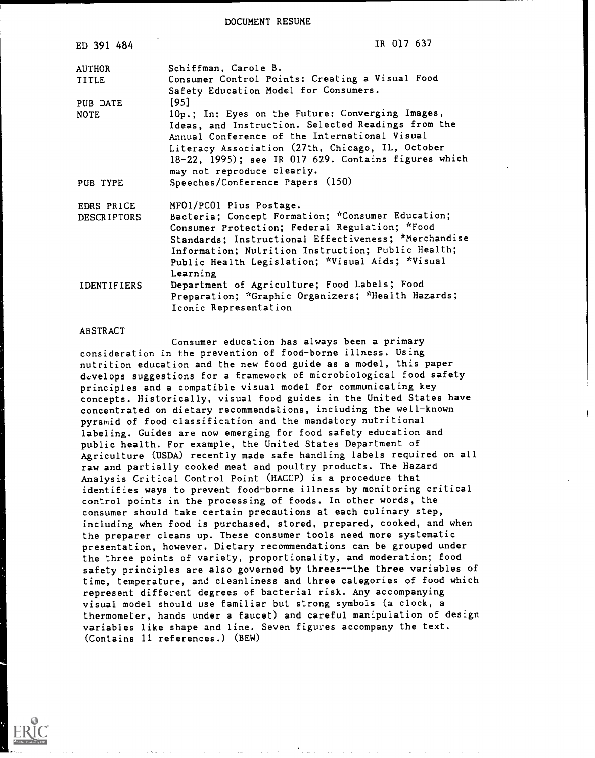DOCUMENT RESUME

| | |
|---|---|
| ED 391 484 | IR 017 637 |
| AUTHOR | Schiffman, Carole B. |
| TITLE | Consumer Control Points: Creating a Visual Food Safety Education Model for Consumers. |
| PUB DATE | [95] |
| NOTE | 10p.; In: Eyes on the Future: Converging Images, Ideas, and Instruction. Selected Readings from the Annual Conference of the International Visual Literacy Association (27th, Chicago, IL, October 18-22, 1995); see IR 017 629. Contains figures which may not reproduce clearly. |
| PUB TYPE | Speeches/Conference Papers (150) |
| EDRS PRICE | MF01/PC01 Plus Postage. |
| DESCRIPTORS | Bacteria; Concept Formation; *Consumer Education; Consumer Protection; Federal Regulation; *Food Standards; Instructional Effectiveness; *Merchandise Information; Nutrition Instruction; Public Health; Public Health Legislation; *Visual Aids; *Visual Learning |
| IDENTIFIERS | Department of Agriculture; Food Labels; Food Preparation; *Graphic Organizers; *Health Hazards; Iconic Representation |

ABSTRACT

Consumer education has always been a primary consideration in the prevention of food-borne illness. Using nutrition education and the new food guide as a model, this paper develops suggestions for a framework of microbiological food safety principles and a compatible visual model for communicating key concepts. Historically, visual food guides in the United States have concentrated on dietary recommendations, including the well-known pyramid of food classification and the mandatory nutritional labeling. Guides are now emerging for food safety education and public health. For example, the United States Department of Agriculture (USDA) recently made safe handling labels required on all raw and partially cooked meat and poultry products. The Hazard Analysis Critical Control Point (HACCP) is a procedure that identifies ways to prevent food-borne illness by monitoring critical control points in the processing of foods. In other words, the consumer should take certain precautions at each culinary step, including when food is purchased, stored, prepared, cooked, and when the preparer cleans up. These consumer tools need more systematic presentation, however. Dietary recommendations can be grouped under the three points of variety, proportionality, and moderation; food safety principles are also governed by threes--the three variables of time, temperature, and cleanliness and three categories of food which represent different degrees of bacterial risk. Any accompanying visual model should use familiar but strong symbols (a clock, a thermometer, hands under a faucet) and careful manipulation of design variables like shape and line. Seven figures accompany the text. (Contains 11 references.) (BEW)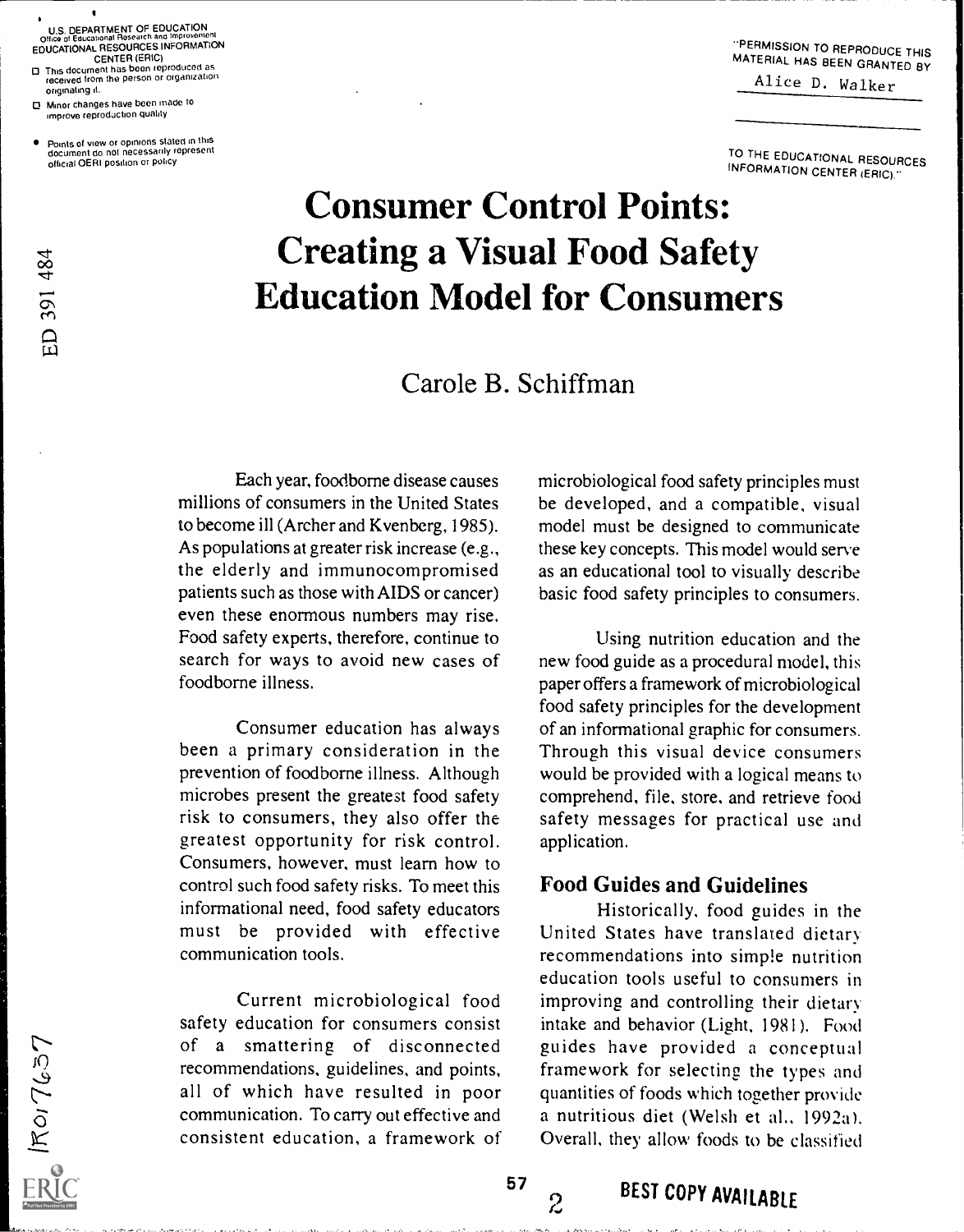U.S. DEPARTMENT OF EDUCATION
Office of Educational Research and Improvement
EDUCATIONAL RESOURCES INFORMATION CENTER (ERIC)

- This document has been reproduced as received from the person or organization originating it.
- Minor changes have been made to improve reproduction quality
- Points of view or opinions stated in this document do not necessarily represent official OERI position or policy

"PERMISSION TO REPRODUCE THIS MATERIAL HAS BEEN GRANTED BY Alice D. Walker TO THE EDUCATIONAL RESOURCES INFORMATION CENTER (ERIC)."

ED 391 484

# Consumer Control Points: Creating a Visual Food Safety Education Model for Consumers

## Carole B. Schiffman

Each year, foodborne disease causes millions of consumers in the United States to become ill (Archer and Kvenberg, 1985). As populations at greater risk increase (e.g., the elderly and immunocompromised patients such as those with AIDS or cancer) even these enormous numbers may rise. Food safety experts, therefore, continue to search for ways to avoid new cases of foodborne illness.

Consumer education has always been a primary consideration in the prevention of foodborne illness. Although microbes present the greatest food safety risk to consumers, they also offer the greatest opportunity for risk control. Consumers, however, must learn how to control such food safety risks. To meet this informational need, food safety educators must be provided with effective communication tools.

Current microbiological food safety education for consumers consist of a smattering of disconnected recommendations, guidelines, and points, all of which have resulted in poor communication. To carry out effective and consistent education, a framework of microbiological food safety principles must be developed, and a compatible, visual model must be designed to communicate these key concepts. This model would serve as an educational tool to visually describe basic food safety principles to consumers.

Using nutrition education and the new food guide as a procedural model, this paper offers a framework of microbiological food safety principles for the development of an informational graphic for consumers. Through this visual device consumers would be provided with a logical means to comprehend, file, store, and retrieve food safety messages for practical use and application.

### Food Guides and Guidelines

Historically, food guides in the United States have translated dietary recommendations into simple nutrition education tools useful to consumers in improving and controlling their dietary intake and behavior (Light, 1981). Food guides have provided a conceptual framework for selecting the types and quantities of foods which together provide a nutritious diet (Welsh et al., 1992a). Overall, they allow foods to be classified

IR017637

BEST COPY AVAILABLE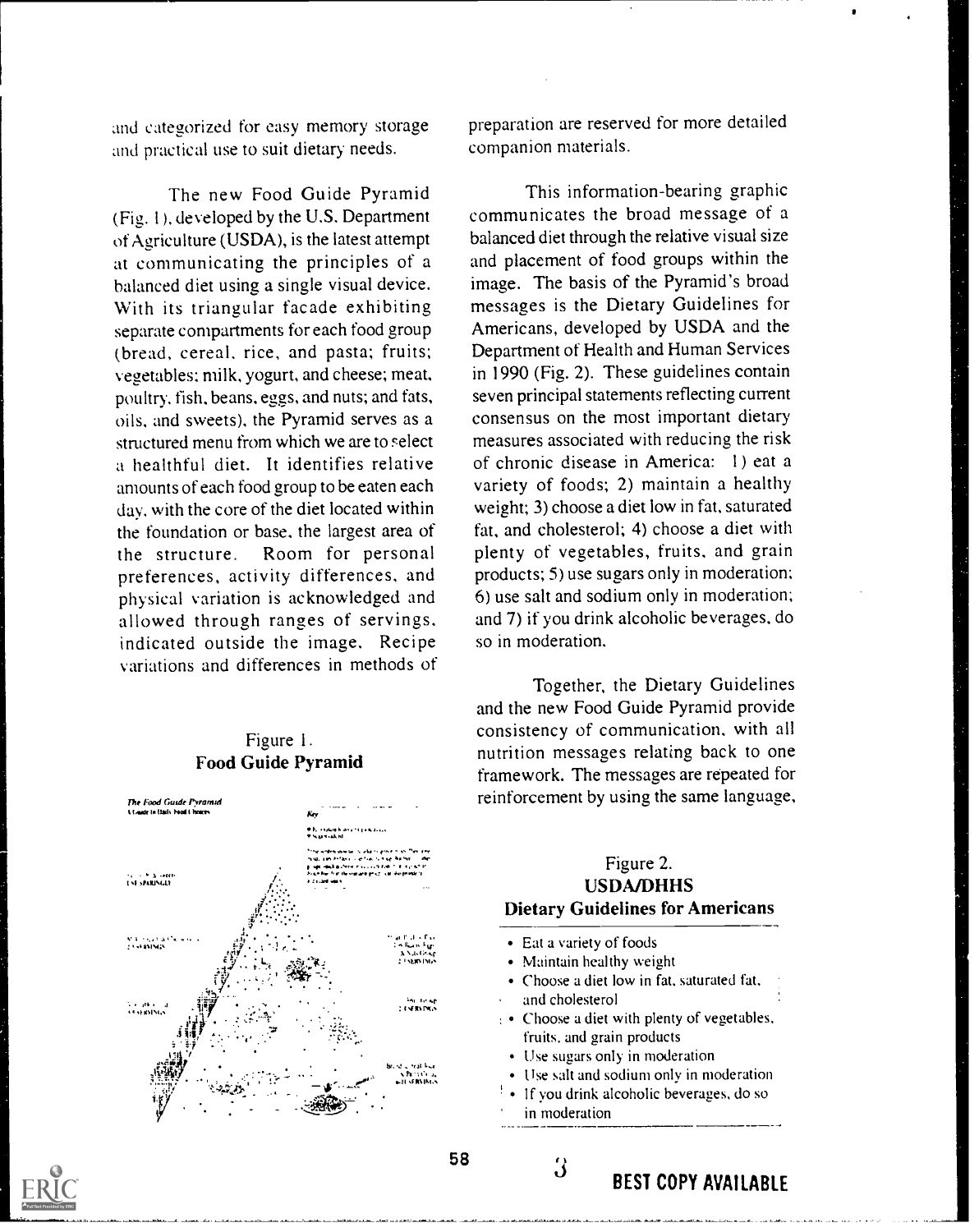and categorized for easy memory storage and practical use to suit dietary needs.

The new Food Guide Pyramid (Fig. 1), developed by the U.S. Department of Agriculture (USDA), is the latest attempt at communicating the principles of a balanced diet using a single visual device. With its triangular facade exhibiting separate compartments for each food group (bread, cereal, rice, and pasta; fruits; vegetables; milk, yogurt, and cheese; meat, poultry, fish, beans, eggs, and nuts; and fats, oils, and sweets), the Pyramid serves as a structured menu from which we are to select a healthful diet. It identifies relative amounts of each food group to be eaten each day, with the core of the diet located within the foundation or base, the largest area of the structure. Room for personal preferences, activity differences, and physical variation is acknowledged and allowed through ranges of servings, indicated outside the image. Recipe variations and differences in methods of preparation are reserved for more detailed companion materials.

Figure 1.
**Food Guide Pyramid**

This information-bearing graphic communicates the broad message of a balanced diet through the relative visual size and placement of food groups within the image. The basis of the Pyramid's broad messages is the Dietary Guidelines for Americans, developed by USDA and the Department of Health and Human Services in 1990 (Fig. 2). These guidelines contain seven principal statements reflecting current consensus on the most important dietary measures associated with reducing the risk of chronic disease in America: 1) eat a variety of foods; 2) maintain a healthy weight; 3) choose a diet low in fat, saturated fat, and cholesterol; 4) choose a diet with plenty of vegetables, fruits, and grain products; 5) use sugars only in moderation; 6) use salt and sodium only in moderation; and 7) if you drink alcoholic beverages, do so in moderation.

Together, the Dietary Guidelines and the new Food Guide Pyramid provide consistency of communication, with all nutrition messages relating back to one framework. The messages are repeated for reinforcement by using the same language,

Figure 2.
**USDA/DHHS**
**Dietary Guidelines for Americans**

- Eat a variety of foods
- Maintain healthy weight
- Choose a diet low in fat, saturated fat, and cholesterol
- Choose a diet with plenty of vegetables, fruits, and grain products
- Use sugars only in moderation
- Use salt and sodium only in moderation
- If you drink alcoholic beverages, do so in moderation

BEST COPY AVAILABLE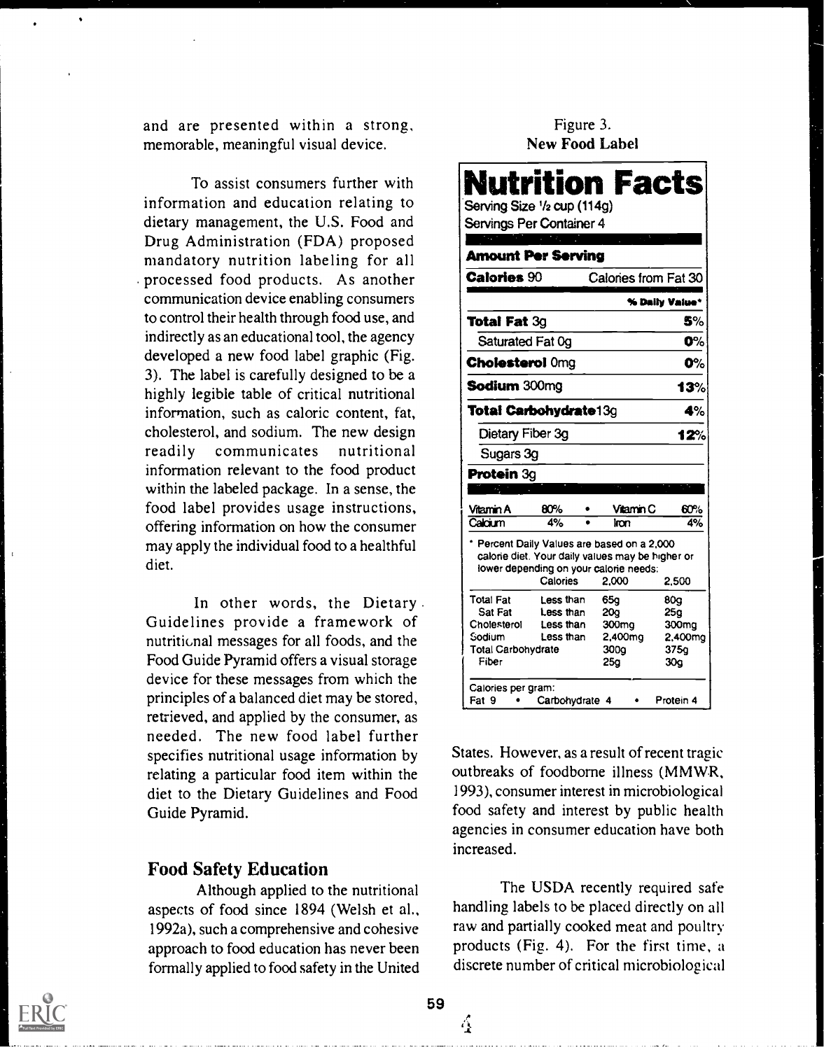and are presented within a strong, memorable, meaningful visual device.

To assist consumers further with information and education relating to dietary management, the U.S. Food and Drug Administration (FDA) proposed mandatory nutrition labeling for all processed food products. As another communication device enabling consumers to control their health through food use, and indirectly as an educational tool, the agency developed a new food label graphic (Fig. 3). The label is carefully designed to be a highly legible table of critical nutritional information, such as caloric content, fat, cholesterol, and sodium. The new design readily communicates nutritional information relevant to the food product within the labeled package. In a sense, the food label provides usage instructions, offering information on how the consumer may apply the individual food to a healthful diet.

In other words, the Dietary Guidelines provide a framework of nutritional messages for all foods, and the Food Guide Pyramid offers a visual storage device for these messages from which the principles of a balanced diet may be stored, retrieved, and applied by the consumer, as needed. The new food label further specifies nutritional usage information by relating a particular food item within the diet to the Dietary Guidelines and Food Guide Pyramid.

Figure 3.
**New Food Label**

**Nutrition Facts**
Serving Size 1/2 cup (114g)
Servings Per Container 4

| **Amount Per Serving** | |
|---|---|
| **Calories** 90 | Calories from Fat 30 |
| | **% Daily Value*** |
| **Total Fat** 3g | **5%** |
| Saturated Fat 0g | **0%** |
| **Cholesterol** 0mg | **0%** |
| **Sodium** 300mg | **13%** |
| **Total Carbohydrate** 13g | **4%** |
| Dietary Fiber 3g | **12%** |
| Sugars 3g | |
| **Protein** 3g | |

| Vitamin A | 80% | • | Vitamin C | 60% |
|---|---|---|---|---|
| Calcium | 4% | • | Iron | 4% |

* Percent Daily Values are based on a 2,000 calorie diet. Your daily values may be higher or lower depending on your calorie needs:

| | Calories | 2,000 | 2,500 |
|---|---|---|---|
| Total Fat | Less than | 65g | 80g |
| Sat Fat | Less than | 20g | 25g |
| Cholesterol | Less than | 300mg | 300mg |
| Sodium | Less than | 2,400mg | 2,400mg |
| Total Carbohydrate | | 300g | 375g |
| Fiber | | 25g | 30g |

Calories per gram:
Fat 9 • Carbohydrate 4 • Protein 4

## Food Safety Education

Although applied to the nutritional aspects of food since 1894 (Welsh et al., 1992a), such a comprehensive and cohesive approach to food education has never been formally applied to food safety in the United States. However, as a result of recent tragic outbreaks of foodborne illness (MMWR, 1993), consumer interest in microbiological food safety and interest by public health agencies in consumer education have both increased.

The USDA recently required safe handling labels to be placed directly on all raw and partially cooked meat and poultry products (Fig. 4). For the first time, a discrete number of critical microbiological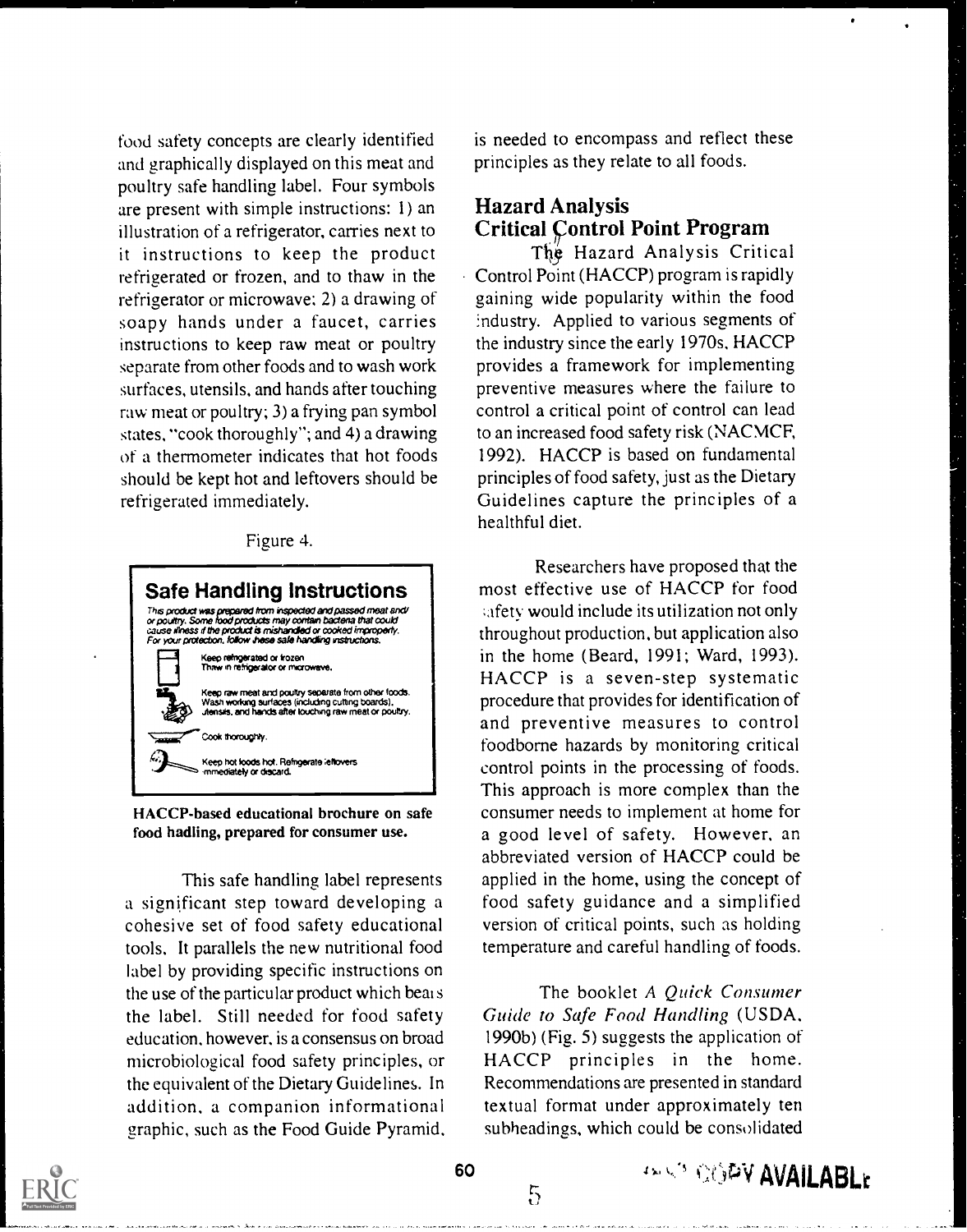food safety concepts are clearly identified and graphically displayed on this meat and poultry safe handling label. Four symbols are present with simple instructions: 1) an illustration of a refrigerator, carries next to it instructions to keep the product refrigerated or frozen, and to thaw in the refrigerator or microwave; 2) a drawing of soapy hands under a faucet, carries instructions to keep raw meat or poultry separate from other foods and to wash work surfaces, utensils, and hands after touching raw meat or poultry; 3) a frying pan symbol states, "cook thoroughly"; and 4) a drawing of a thermometer indicates that hot foods should be kept hot and leftovers should be refrigerated immediately.

Figure 4.

**Safe Handling Instructions**

*This product was prepared from inspected and passed meat and/or poultry. Some food products may contain bacteria that could cause illness if the product is mishandled or cooked improperly. For your protection, follow these safe handling instructions.*

Keep refrigerated or frozen. Thaw in refrigerator or microwave.

Keep raw meat and poultry separate from other foods. Wash working surfaces (including cutting boards), utensils, and hands after touching raw meat or poultry.

Cook thoroughly.

Keep hot foods hot. Refrigerate leftovers immediately or discard.

**HACCP-based educational brochure on safe food hadling, prepared for consumer use.**

This safe handling label represents a significant step toward developing a cohesive set of food safety educational tools. It parallels the new nutritional food label by providing specific instructions on the use of the particular product which bears the label. Still needed for food safety education, however, is a consensus on broad microbiological food safety principles, or the equivalent of the Dietary Guidelines. In addition, a companion informational graphic, such as the Food Guide Pyramid, is needed to encompass and reflect these principles as they relate to all foods.

## Hazard Analysis Critical Control Point Program

The Hazard Analysis Critical Control Point (HACCP) program is rapidly gaining wide popularity within the food industry. Applied to various segments of the industry since the early 1970s, HACCP provides a framework for implementing preventive measures where the failure to control a critical point of control can lead to an increased food safety risk (NACMCF, 1992). HACCP is based on fundamental principles of food safety, just as the Dietary Guidelines capture the principles of a healthful diet.

Researchers have proposed that the most effective use of HACCP for food safety would include its utilization not only throughout production, but application also in the home (Beard, 1991; Ward, 1993). HACCP is a seven-step systematic procedure that provides for identification of and preventive measures to control foodborne hazards by monitoring critical control points in the processing of foods. This approach is more complex than the consumer needs to implement at home for a good level of safety. However, an abbreviated version of HACCP could be applied in the home, using the concept of food safety guidance and a simplified version of critical points, such as holding temperature and careful handling of foods.

The booklet *A Quick Consumer Guide to Safe Food Handling* (USDA, 1990b) (Fig. 5) suggests the application of HACCP principles in the home. Recommendations are presented in standard textual format under approximately ten subheadings, which could be consolidated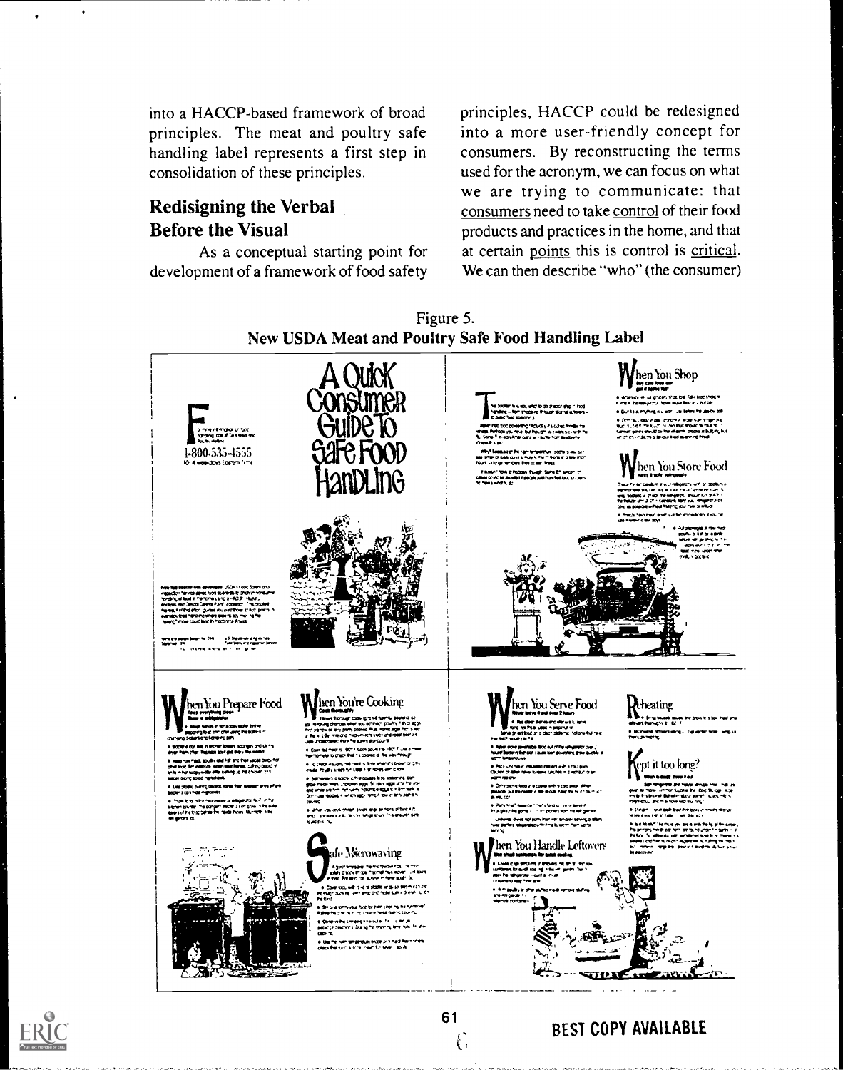into a HACCP-based framework of broad principles. The meat and poultry safe handling label represents a first step in consolidation of these principles.

## Redisigning the Verbal Before the Visual

As a conceptual starting point for development of a framework of food safety principles, HACCP could be redesigned into a more user-friendly concept for consumers. By reconstructing the terms used for the acronym, we can focus on what we are trying to communicate: that consumers need to take control of their food products and practices in the home, and that at certain points this is control is critical. We can then describe "who" (the consumer)

Figure 5.
New USDA Meat and Poultry Safe Food Handling Label

BEST COPY AVAILABLE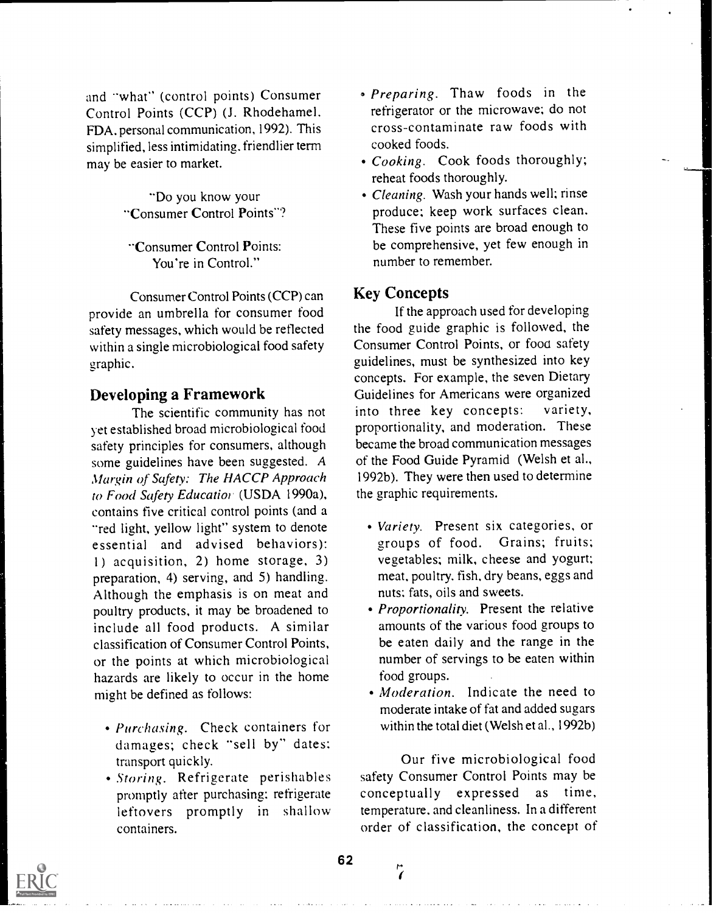and "what" (control points) Consumer Control Points (CCP) (J. Rhodehamel. FDA, personal communication, 1992). This simplified, less intimidating, friendlier term may be easier to market.

> "Do you know your "Consumer Control Points"?
>
> "Consumer Control Points: You're in Control."

Consumer Control Points (CCP) can provide an umbrella for consumer food safety messages, which would be reflected within a single microbiological food safety graphic.

## Developing a Framework

The scientific community has not yet established broad microbiological food safety principles for consumers, although some guidelines have been suggested. *A Margin of Safety: The HACCP Approach to Food Safety Education* (USDA 1990a), contains five critical control points (and a "red light, yellow light" system to denote essential and advised behaviors): 1) acquisition, 2) home storage, 3) preparation, 4) serving, and 5) handling. Although the emphasis is on meat and poultry products, it may be broadened to include all food products. A similar classification of Consumer Control Points, or the points at which microbiological hazards are likely to occur in the home might be defined as follows:

- *Purchasing*. Check containers for damages; check "sell by" dates; transport quickly.
- *Storing*. Refrigerate perishables promptly after purchasing; refrigerate leftovers promptly in shallow containers.
- *Preparing*. Thaw foods in the refrigerator or the microwave; do not cross-contaminate raw foods with cooked foods.
- *Cooking*. Cook foods thoroughly; reheat foods thoroughly.
- *Cleaning*. Wash your hands well; rinse produce; keep work surfaces clean. These five points are broad enough to be comprehensive, yet few enough in number to remember.

## Key Concepts

If the approach used for developing the food guide graphic is followed, the Consumer Control Points, or food safety guidelines, must be synthesized into key concepts. For example, the seven Dietary Guidelines for Americans were organized into three key concepts: variety, proportionality, and moderation. These became the broad communication messages of the Food Guide Pyramid (Welsh et al., 1992b). They were then used to determine the graphic requirements.

- *Variety*. Present six categories, or groups of food. Grains; fruits; vegetables; milk, cheese and yogurt; meat, poultry, fish, dry beans, eggs and nuts; fats, oils and sweets.
- *Proportionality*. Present the relative amounts of the various food groups to be eaten daily and the range in the number of servings to be eaten within food groups.
- *Moderation*. Indicate the need to moderate intake of fat and added sugars within the total diet (Welsh et al., 1992b)

Our five microbiological food safety Consumer Control Points may be conceptually expressed as time, temperature, and cleanliness. In a different order of classification, the concept of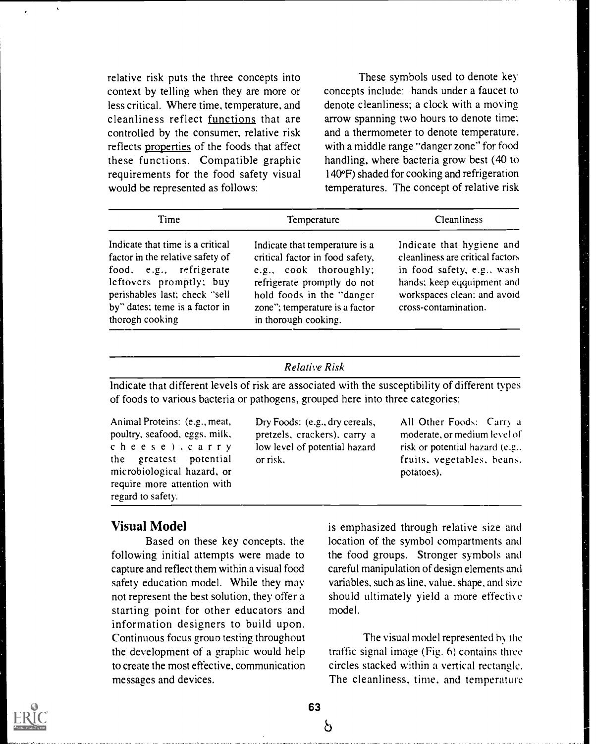relative risk puts the three concepts into context by telling when they are more or less critical. Where time, temperature, and cleanliness reflect functions that are controlled by the consumer, relative risk reflects properties of the foods that affect these functions. Compatible graphic requirements for the food safety visual would be represented as follows:

| Time | Temperature | Cleanliness |
|---|---|---|
| Indicate that time is a critical factor in the relative safety of food, e.g., refrigerate leftovers promptly; buy perishables last; check "sell by" dates; teme is a factor in thorogh cooking | Indicate that temperature is a critical factor in food safety, e.g., cook thoroughly; refrigerate promptly do not hold foods in the "danger zone"; temperature is a factor in thorough cooking. | Indicate that hygiene and cleanliness are critical factors in food safety, e.g., wash hands; keep eqquipment and workspaces clean; and avoid cross-contamination. |

| *Relative Risk* | | |
|---|---|---|
| Indicate that different levels of risk are associated with the susceptibility of different types of foods to various bacteria or pathogens, grouped here into three categories: | | |
| Animal Proteins: (e.g., meat, poultry, seafood, eggs, milk, cheese), carry the greatest potential microbiological hazard, or require more attention with regard to safety. | Dry Foods: (e.g., dry cereals, pretzels, crackers), carry a low level of potential hazard or risk. | All Other Foods: Carry a moderate, or medium level of risk or potential hazard (e.g., fruits, vegetables, beans, potatoes). |

## Visual Model

Based on these key concepts, the following initial attempts were made to capture and reflect them within a visual food safety education model. While they may not represent the best solution, they offer a starting point for other educators and information designers to build upon. Continuous focus group testing throughout the development of a graphic would help to create the most effective, communication messages and devices.

These symbols used to denote key concepts include: hands under a faucet to denote cleanliness; a clock with a moving arrow spanning two hours to denote time; and a thermometer to denote temperature, with a middle range "danger zone" for food handling, where bacteria grow best (40 to 140°F) shaded for cooking and refrigeration temperatures. The concept of relative risk is emphasized through relative size and location of the symbol compartments and the food groups. Stronger symbols and careful manipulation of design elements and variables, such as line, value, shape, and size should ultimately yield a more effective model.

The visual model represented by the traffic signal image (Fig. 6) contains three circles stacked within a vertical rectangle. The cleanliness, time, and temperature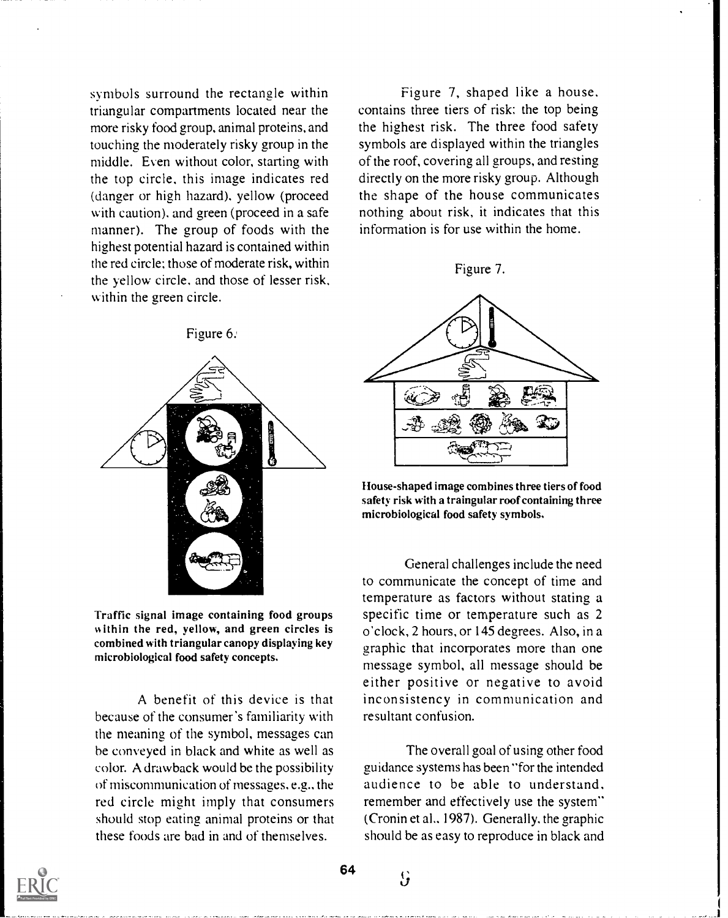symbols surround the rectangle within triangular compartments located near the more risky food group, animal proteins, and touching the moderately risky group in the middle. Even without color, starting with the top circle, this image indicates red (danger or high hazard), yellow (proceed with caution), and green (proceed in a safe manner). The group of foods with the highest potential hazard is contained within the red circle; those of moderate risk, within the yellow circle, and those of lesser risk, within the green circle.

Figure 6.

**Traffic signal image containing food groups within the red, yellow, and green circles is combined with triangular canopy displaying key microbiological food safety concepts.**

A benefit of this device is that because of the consumer's familiarity with the meaning of the symbol, messages can be conveyed in black and white as well as color. A drawback would be the possibility of miscommunication of messages, e.g., the red circle might imply that consumers should stop eating animal proteins or that these foods are bad in and of themselves.

Figure 7, shaped like a house, contains three tiers of risk; the top being the highest risk. The three food safety symbols are displayed within the triangles of the roof, covering all groups, and resting directly on the more risky group. Although the shape of the house communicates nothing about risk, it indicates that this information is for use within the home.

Figure 7.

**House-shaped image combines three tiers of food safety risk with a traingular roof containing three microbiological food safety symbols.**

General challenges include the need to communicate the concept of time and temperature as factors without stating a specific time or temperature such as 2 o'clock, 2 hours, or 145 degrees. Also, in a graphic that incorporates more than one message symbol, all message should be either positive or negative to avoid inconsistency in communication and resultant confusion.

The overall goal of using other food guidance systems has been "for the intended audience to be able to understand, remember and effectively use the system" (Cronin et al., 1987). Generally, the graphic should be as easy to reproduce in black and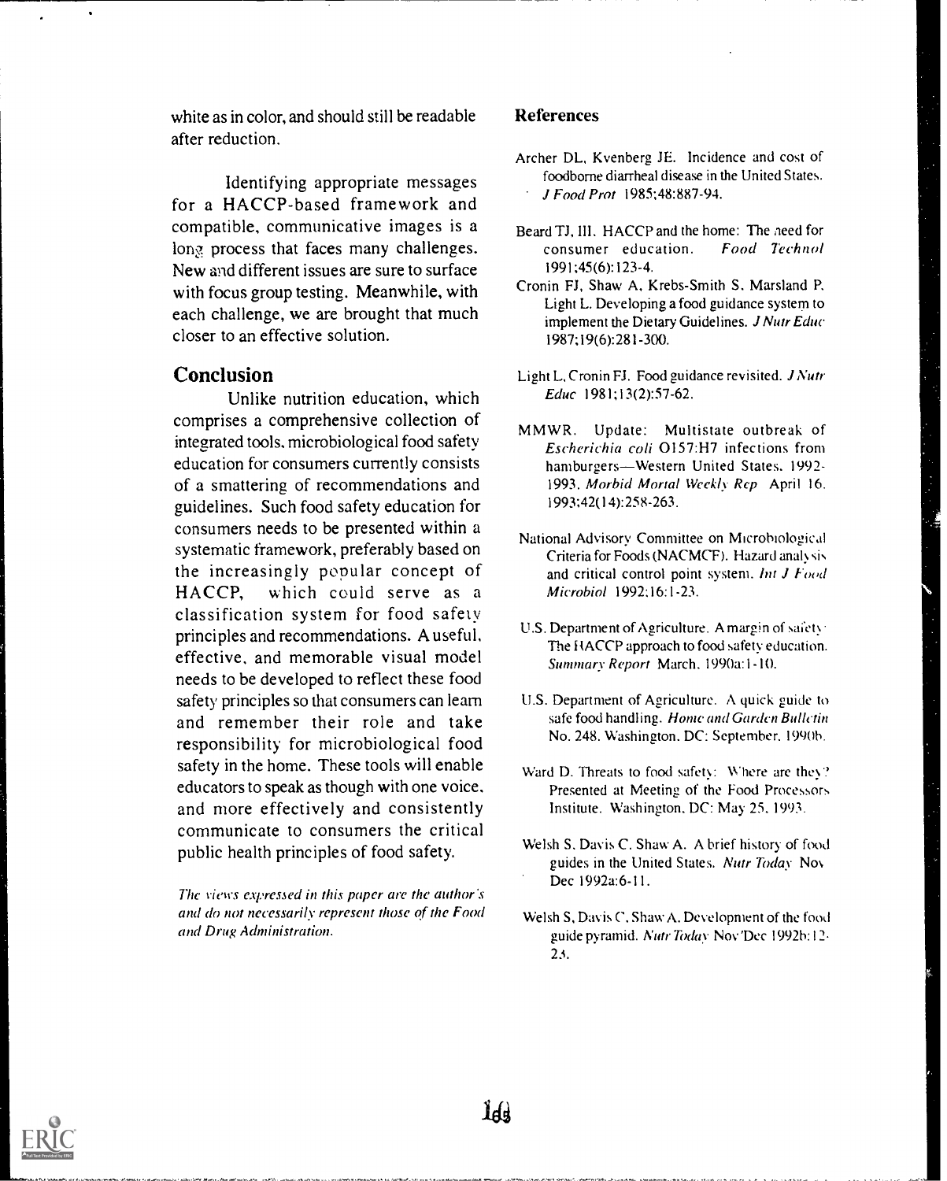white as in color, and should still be readable after reduction.

Identifying appropriate messages for a HACCP-based framework and compatible, communicative images is a long process that faces many challenges. New and different issues are sure to surface with focus group testing. Meanwhile, with each challenge, we are brought that much closer to an effective solution.

## Conclusion

Unlike nutrition education, which comprises a comprehensive collection of integrated tools, microbiological food safety education for consumers currently consists of a smattering of recommendations and guidelines. Such food safety education for consumers needs to be presented within a systematic framework, preferably based on the increasingly popular concept of HACCP, which could serve as a classification system for food safety principles and recommendations. A useful, effective, and memorable visual model needs to be developed to reflect these food safety principles so that consumers can learn and remember their role and take responsibility for microbiological food safety in the home. These tools will enable educators to speak as though with one voice, and more effectively and consistently communicate to consumers the critical public health principles of food safety.

*The views expressed in this paper are the author's and do not necessarily represent those of the Food and Drug Administration.*

## References

Archer DL, Kvenberg JE. Incidence and cost of foodborne diarrheal disease in the United States. *J Food Prot* 1985;48:887-94.

Beard TJ, III. HACCP and the home: The need for consumer education. *Food Technol* 1991;45(6):123-4.

Cronin FJ, Shaw A, Krebs-Smith S, Marsland P, Light L. Developing a food guidance system to implement the Dietary Guidelines. *J Nutr Educ* 1987;19(6):281-300.

Light L, Cronin FJ. Food guidance revisited. *J Nutr Educ* 1981;13(2):57-62.

MMWR. Update: Multistate outbreak of *Escherichia coli* O157:H7 infections from hamburgers—Western United States, 1992-1993. *Morbid Mortal Weekly Rep* April 16. 1993;42(14):258-263.

National Advisory Committee on Microbiological Criteria for Foods (NACMCF). Hazard analysis and critical control point system. *Int J Food Microbiol* 1992;16:1-23.

U.S. Department of Agriculture. A margin of safety: The HACCP approach to food safety education. *Summary Report* March, 1990a:1-10.

U.S. Department of Agriculture. A quick guide to safe food handling. *Home and Garden Bulletin* No. 248. Washington, DC: September, 1990b.

Ward D. Threats to food safety: Where are they? Presented at Meeting of the Food Processors Institute. Washington, DC: May 25, 1993.

Welsh S, Davis C, Shaw A. A brief history of food guides in the United States. *Nutr Today* Nov Dec 1992a:6-11.

Welsh S, Davis C, Shaw A. Development of the food guide pyramid. *Nutr Today* Nov/Dec 1992b:12-23.